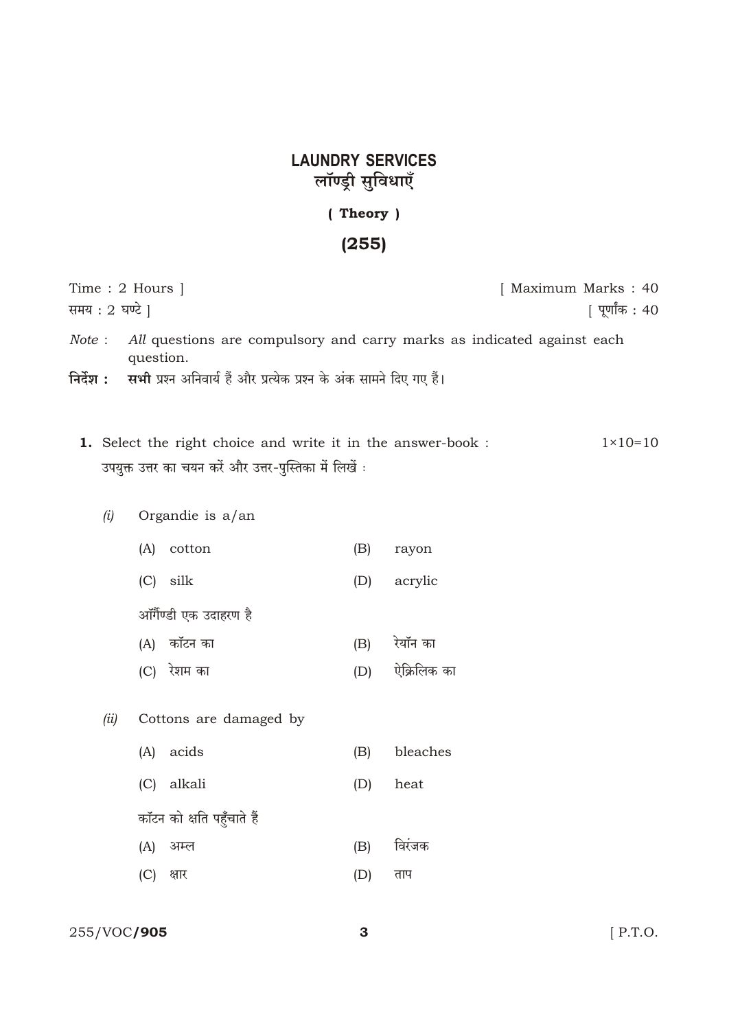# LAUNDRY SERVICES
# लॉण्ड्री सुविधाएँ

**( Theory )**

**(255)**

Time : 2 Hours ] [ Maximum Marks : 40

समय : 2 घण्टे ] [ पूर्णांक : 40

*Note* : *All* questions are compulsory and carry marks as indicated against each question.

**निर्देश :** **सभी** प्रश्न अनिवार्य हैं और प्रत्येक प्रश्न के अंक सामने दिए गए हैं।

**1.** Select the right choice and write it in the answer-book : 1×10=10

उपयुक्त उत्तर का चयन करें और उत्तर-पुस्तिका में लिखें :

*(i)* Organdie is a/an

(A) cotton (B) rayon

(C) silk (D) acrylic

ऑर्गेण्डी एक उदाहरण है

(A) कॉटन का (B) रेयॉन का

(C) रेशम का (D) ऐक्रिलिक का

*(ii)* Cottons are damaged by

(A) acids (B) bleaches

(C) alkali (D) heat

कॉटन को क्षति पहुँचाते हैं

(A) अम्ल (B) विरंजक

(C) क्षार (D) ताप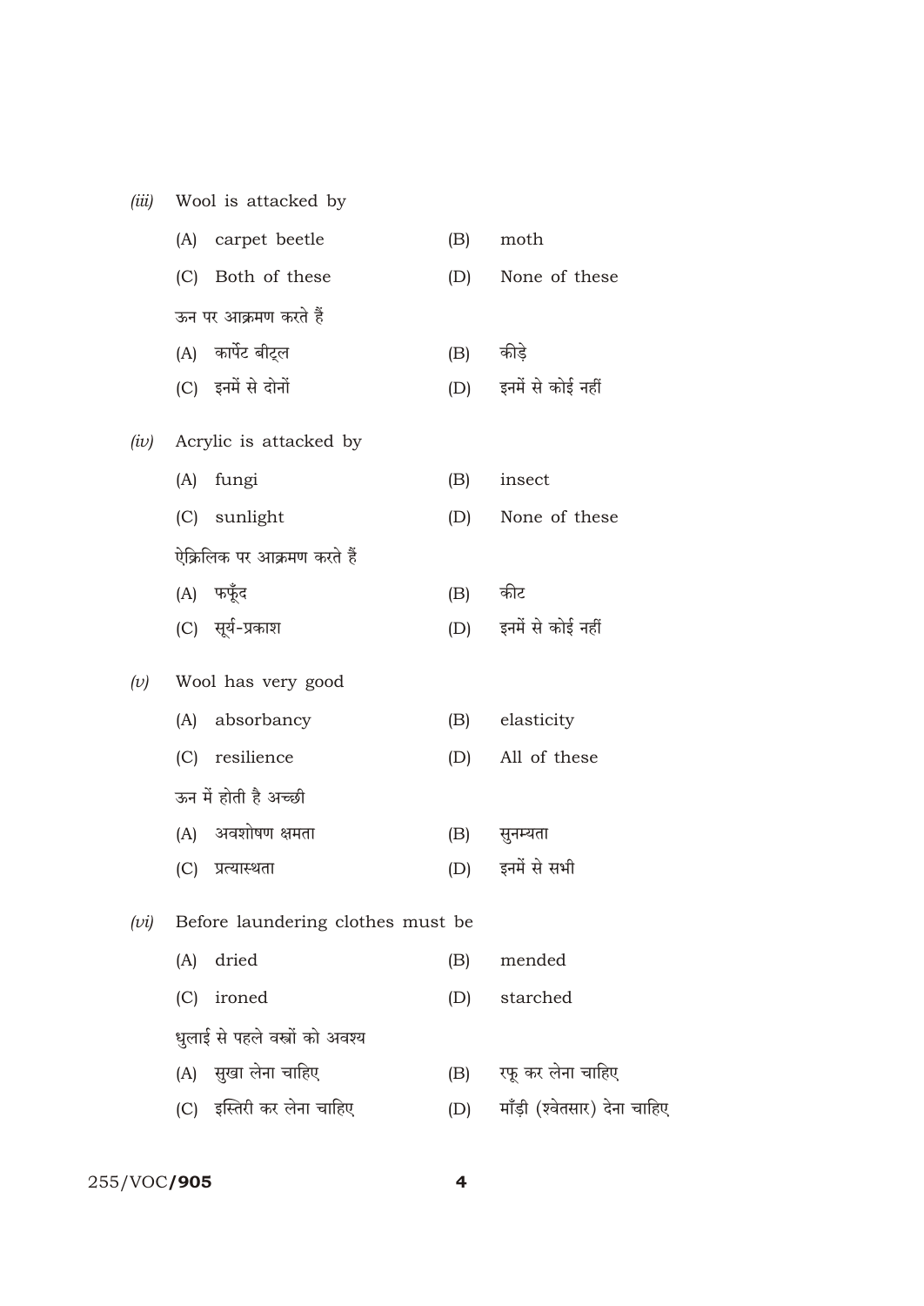*(iii)* Wool is attacked by

(A) carpet beetle (B) moth

(C) Both of these (D) None of these

ऊन पर आक्रमण करते हैं

(A) कार्पेट बीट्ल (B) कीड़े

(C) इनमें से दोनों (D) इनमें से कोई नहीं

*(iv)* Acrylic is attacked by

(A) fungi (B) insect

(C) sunlight (D) None of these

ऐक्रिलिक पर आक्रमण करते हैं

(A) फफूँद (B) कीट

(C) सूर्य-प्रकाश (D) इनमें से कोई नहीं

*(v)* Wool has very good

(A) absorbancy (B) elasticity

(C) resilience (D) All of these

ऊन में होती है अच्छी

(A) अवशोषण क्षमता (B) सुनम्यता

(C) प्रत्यास्थता (D) इनमें से सभी

*(vi)* Before laundering clothes must be

(A) dried (B) mended

(C) ironed (D) starched

धुलाई से पहले वस्त्रों को अवश्य

(A) सुखा लेना चाहिए (B) रफू कर लेना चाहिए

(C) इस्तिरी कर लेना चाहिए (D) माँड़ी (श्वेतसार) देना चाहिए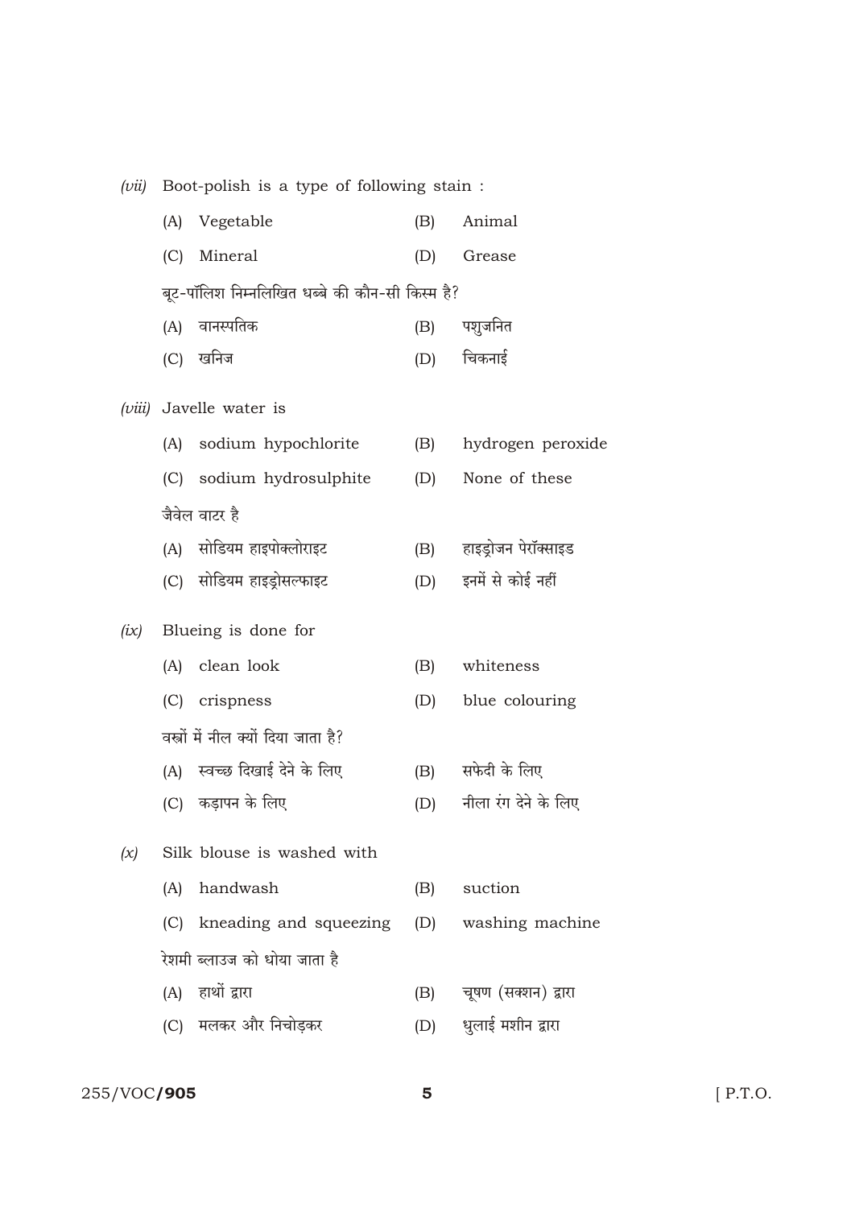*(vii)* Boot-polish is a type of following stain :

(A) Vegetable (B) Animal

(C) Mineral (D) Grease

बूट-पॉलिश निम्नलिखित धब्बे की कौन-सी किस्म है?

(A) वानस्पतिक (B) पशुजनित

(C) खनिज (D) चिकनाई

*(viii)* Javelle water is

(A) sodium hypochlorite (B) hydrogen peroxide

(C) sodium hydrosulphite (D) None of these

जैवेल वाटर है

(A) सोडियम हाइपोक्लोराइट (B) हाइड्रोजन पेरॉक्साइड

(C) सोडियम हाइड्रोसल्फाइट (D) इनमें से कोई नहीं

*(ix)* Blueing is done for

(A) clean look (B) whiteness

(C) crispness (D) blue colouring

वस्त्रों में नील क्यों दिया जाता है?

(A) स्वच्छ दिखाई देने के लिए (B) सफेदी के लिए

(C) कड़ापन के लिए (D) नीला रंग देने के लिए

*(x)* Silk blouse is washed with

(A) handwash (B) suction

(C) kneading and squeezing (D) washing machine

रेशमी ब्लाउज को धोया जाता है

(A) हाथों द्वारा (B) चूषण (सक्शन) द्वारा

(C) मलकर और निचोड़कर (D) धुलाई मशीन द्वारा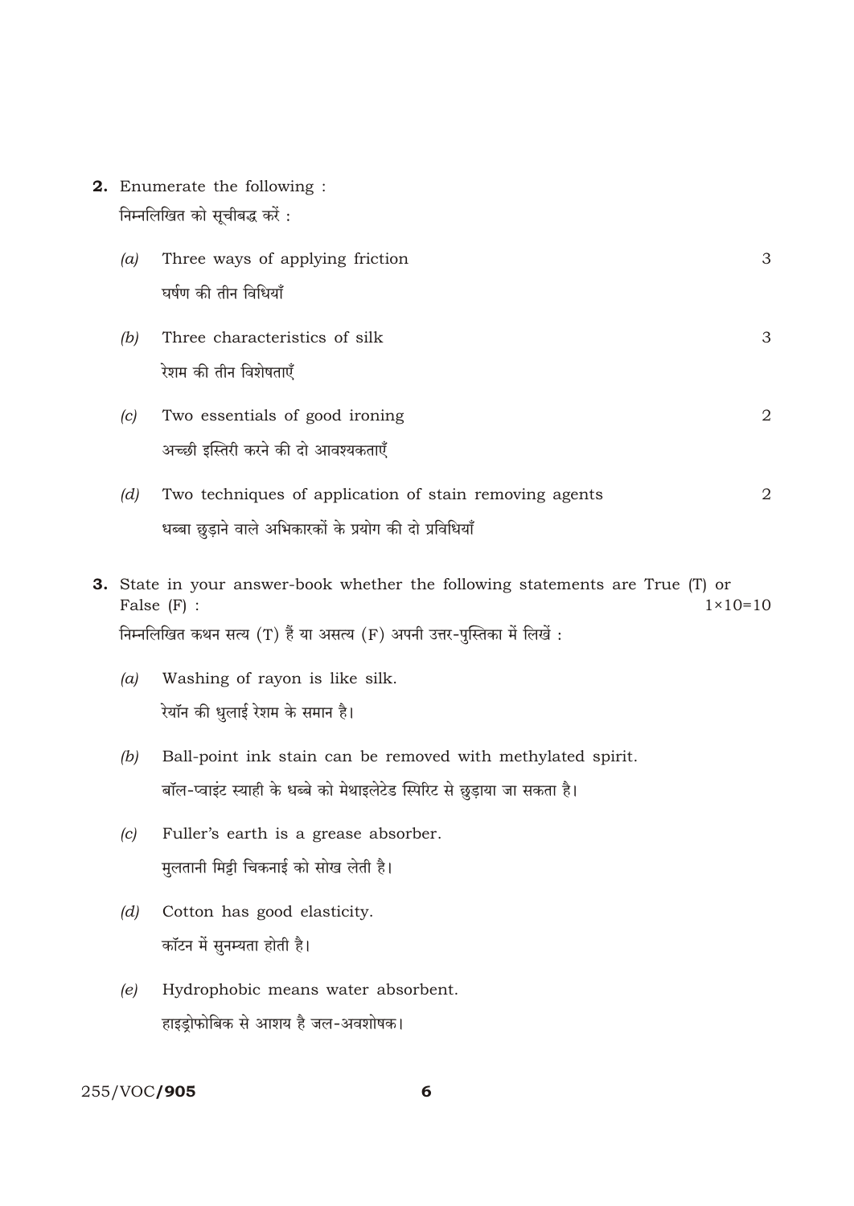**2.** Enumerate the following :

निम्नलिखित को सूचीबद्ध करें :

*(a)* Three ways of applying friction — 3

घर्षण की तीन विधियाँ

*(b)* Three characteristics of silk — 3

रेशम की तीन विशेषताएँ

*(c)* Two essentials of good ironing — 2

अच्छी इस्तिरी करने की दो आवश्यकताएँ

*(d)* Two techniques of application of stain removing agents — 2

धब्बा छुड़ाने वाले अभिकारकों के प्रयोग की दो प्रविधियाँ

**3.** State in your answer-book whether the following statements are True (T) or False (F) : — $1 \times 10 = 10$

निम्नलिखित कथन सत्य (T) हैं या असत्य (F) अपनी उत्तर-पुस्तिका में लिखें :

*(a)* Washing of rayon is like silk.

रेयॉन की धुलाई रेशम के समान है।

*(b)* Ball-point ink stain can be removed with methylated spirit.

बॉल-प्वाइंट स्याही के धब्बे को मेथाइलेटेड स्पिरिट से छुड़ाया जा सकता है।

*(c)* Fuller's earth is a grease absorber.

मुलतानी मिट्टी चिकनाई को सोख लेती है।

*(d)* Cotton has good elasticity.

कॉटन में सुनम्यता होती है।

*(e)* Hydrophobic means water absorbent.

हाइड्रोफोबिक से आशय है जल-अवशोषक।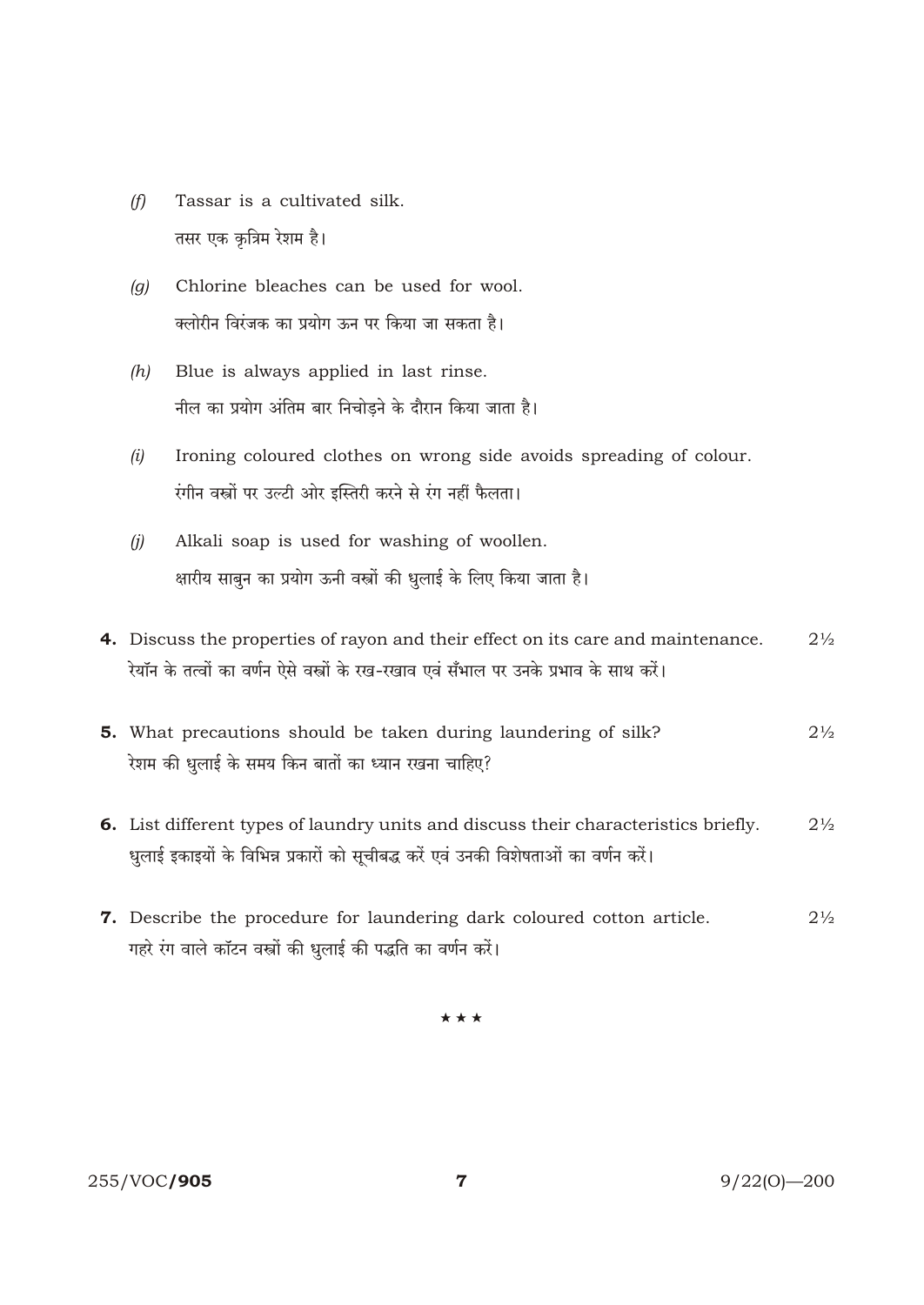(f) Tassar is a cultivated silk.

तसर एक कृत्रिम रेशम है।

(g) Chlorine bleaches can be used for wool.

क्लोरीन विरंजक का प्रयोग ऊन पर किया जा सकता है।

(h) Blue is always applied in last rinse.

नील का प्रयोग अंतिम बार निचोड़ने के दौरान किया जाता है।

(i) Ironing coloured clothes on wrong side avoids spreading of colour.

रंगीन वस्त्रों पर उल्टी ओर इस्तिरी करने से रंग नहीं फैलता।

(j) Alkali soap is used for washing of woollen.

क्षारीय साबुन का प्रयोग ऊनी वस्त्रों की धुलाई के लिए किया जाता है।

**4.** Discuss the properties of rayon and their effect on its care and maintenance. 2½

रेयॉन के तत्वों का वर्णन ऐसे वस्त्रों के रख-रखाव एवं सँभाल पर उनके प्रभाव के साथ करें।

**5.** What precautions should be taken during laundering of silk? 2½

रेशम की धुलाई के समय किन बातों का ध्यान रखना चाहिए?

**6.** List different types of laundry units and discuss their characteristics briefly. 2½

धुलाई इकाइयों के विभिन्न प्रकारों को सूचीबद्ध करें एवं उनकी विशेषताओं का वर्णन करें।

**7.** Describe the procedure for laundering dark coloured cotton article. 2½

गहरे रंग वाले कॉटन वस्त्रों की धुलाई की पद्धति का वर्णन करें।

★ ★ ★